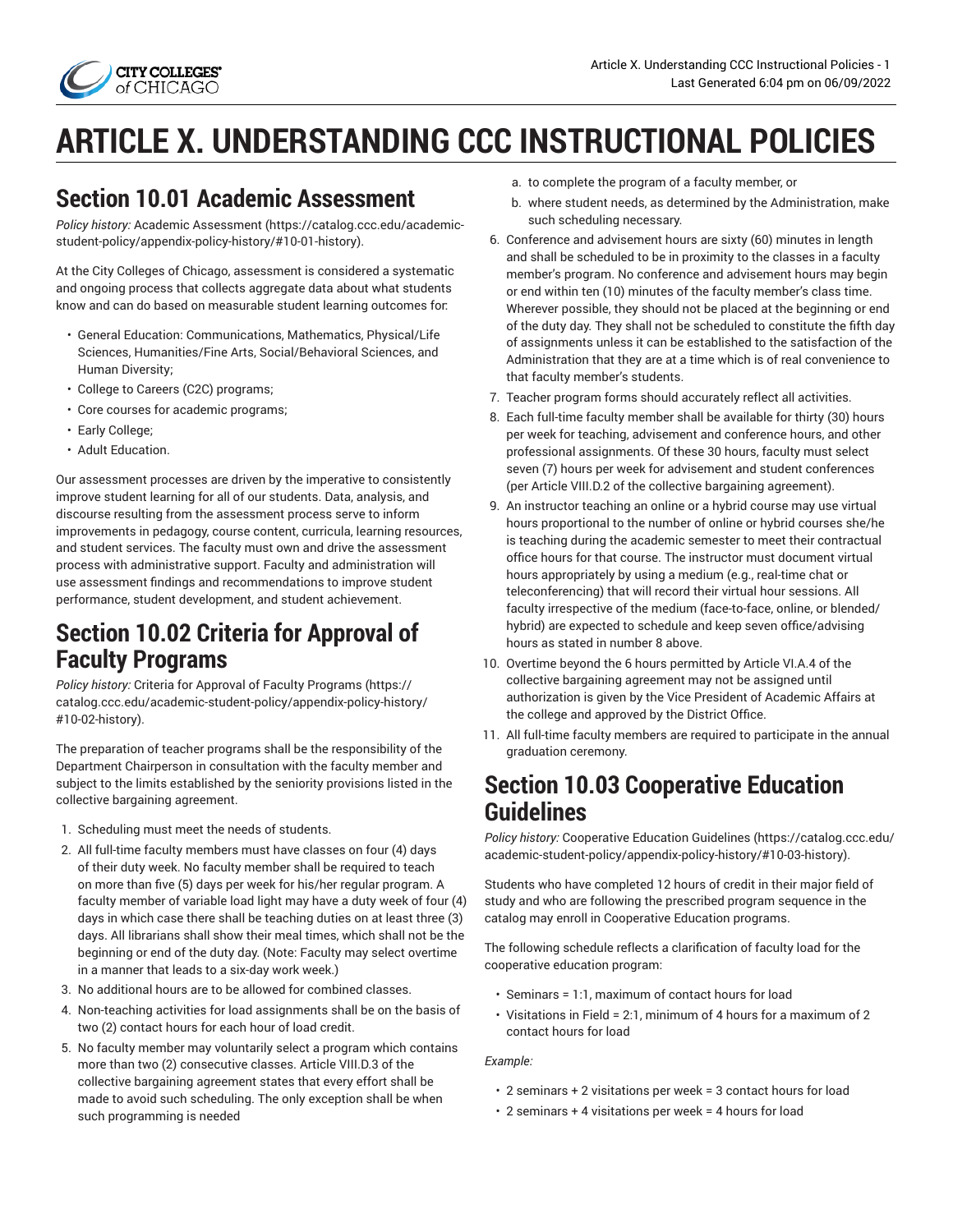# ARTICLE X. UNDERSTANDING CCC INSTRUCTIONAL POLICIES

## Section 10.01 Academic Assessment

*Policy history:* Academic Assessment (https://catalog.ccc.edu/academic-student-policy/appendix-policy-history/#10-01-history).

At the City Colleges of Chicago, assessment is considered a systematic and ongoing process that collects aggregate data about what students know and can do based on measurable student learning outcomes for:

- General Education: Communications, Mathematics, Physical/Life Sciences, Humanities/Fine Arts, Social/Behavioral Sciences, and Human Diversity;
- College to Careers (C2C) programs;
- Core courses for academic programs;
- Early College;
- Adult Education.

Our assessment processes are driven by the imperative to consistently improve student learning for all of our students. Data, analysis, and discourse resulting from the assessment process serve to inform improvements in pedagogy, course content, curricula, learning resources, and student services. The faculty must own and drive the assessment process with administrative support. Faculty and administration will use assessment findings and recommendations to improve student performance, student development, and student achievement.

## Section 10.02 Criteria for Approval of Faculty Programs

*Policy history:* Criteria for Approval of Faculty Programs (https://catalog.ccc.edu/academic-student-policy/appendix-policy-history/#10-02-history).

The preparation of teacher programs shall be the responsibility of the Department Chairperson in consultation with the faculty member and subject to the limits established by the seniority provisions listed in the collective bargaining agreement.

1. Scheduling must meet the needs of students.
2. All full-time faculty members must have classes on four (4) days of their duty week. No faculty member shall be required to teach on more than five (5) days per week for his/her regular program. A faculty member of variable load light may have a duty week of four (4) days in which case there shall be teaching duties on at least three (3) days. All librarians shall show their meal times, which shall not be the beginning or end of the duty day. (Note: Faculty may select overtime in a manner that leads to a six-day work week.)
3. No additional hours are to be allowed for combined classes.
4. Non-teaching activities for load assignments shall be on the basis of two (2) contact hours for each hour of load credit.
5. No faculty member may voluntarily select a program which contains more than two (2) consecutive classes. Article VIII.D.3 of the collective bargaining agreement states that every effort shall be made to avoid such scheduling. The only exception shall be when such programming is needed
   a. to complete the program of a faculty member, or
   b. where student needs, as determined by the Administration, make such scheduling necessary.
6. Conference and advisement hours are sixty (60) minutes in length and shall be scheduled to be in proximity to the classes in a faculty member's program. No conference and advisement hours may begin or end within ten (10) minutes of the faculty member's class time. Wherever possible, they should not be placed at the beginning or end of the duty day. They shall not be scheduled to constitute the fifth day of assignments unless it can be established to the satisfaction of the Administration that they are at a time which is of real convenience to that faculty member's students.
7. Teacher program forms should accurately reflect all activities.
8. Each full-time faculty member shall be available for thirty (30) hours per week for teaching, advisement and conference hours, and other professional assignments. Of these 30 hours, faculty must select seven (7) hours per week for advisement and student conferences (per Article VIII.D.2 of the collective bargaining agreement).
9. An instructor teaching an online or a hybrid course may use virtual hours proportional to the number of online or hybrid courses she/he is teaching during the academic semester to meet their contractual office hours for that course. The instructor must document virtual hours appropriately by using a medium (e.g., real-time chat or teleconferencing) that will record their virtual hour sessions. All faculty irrespective of the medium (face-to-face, online, or blended/hybrid) are expected to schedule and keep seven office/advising hours as stated in number 8 above.
10. Overtime beyond the 6 hours permitted by Article VI.A.4 of the collective bargaining agreement may not be assigned until authorization is given by the Vice President of Academic Affairs at the college and approved by the District Office.
11. All full-time faculty members are required to participate in the annual graduation ceremony.

## Section 10.03 Cooperative Education Guidelines

*Policy history:* Cooperative Education Guidelines (https://catalog.ccc.edu/academic-student-policy/appendix-policy-history/#10-03-history).

Students who have completed 12 hours of credit in their major field of study and who are following the prescribed program sequence in the catalog may enroll in Cooperative Education programs.

The following schedule reflects a clarification of faculty load for the cooperative education program:

- Seminars = 1:1, maximum of contact hours for load
- Visitations in Field = 2:1, minimum of 4 hours for a maximum of 2 contact hours for load

*Example:*

- 2 seminars + 2 visitations per week = 3 contact hours for load
- 2 seminars + 4 visitations per week = 4 hours for load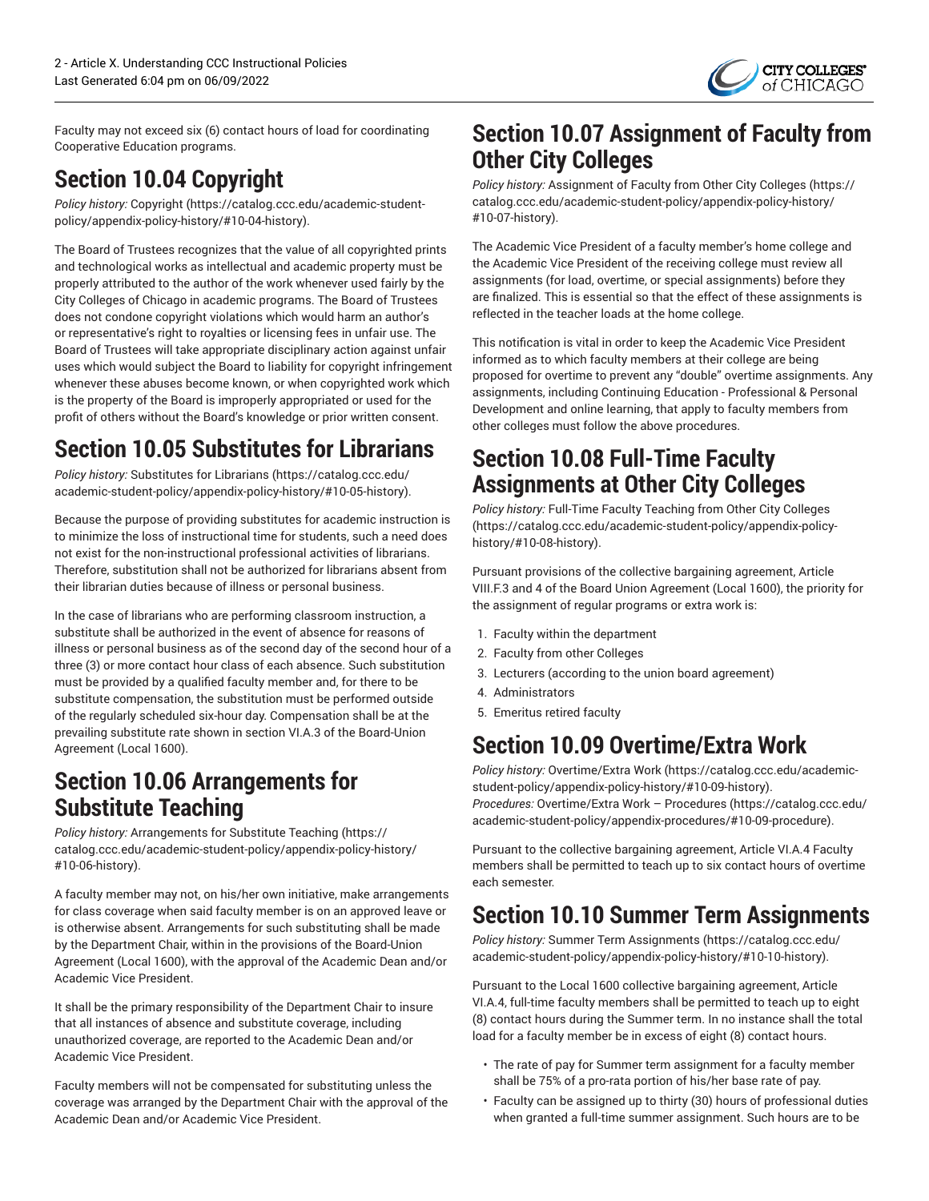Faculty may not exceed six (6) contact hours of load for coordinating Cooperative Education programs.

## Section 10.04 Copyright

*Policy history:* Copyright (https://catalog.ccc.edu/academic-student-policy/appendix-policy-history/#10-04-history).

The Board of Trustees recognizes that the value of all copyrighted prints and technological works as intellectual and academic property must be properly attributed to the author of the work whenever used fairly by the City Colleges of Chicago in academic programs. The Board of Trustees does not condone copyright violations which would harm an author's or representative's right to royalties or licensing fees in unfair use. The Board of Trustees will take appropriate disciplinary action against unfair uses which would subject the Board to liability for copyright infringement whenever these abuses become known, or when copyrighted work which is the property of the Board is improperly appropriated or used for the profit of others without the Board's knowledge or prior written consent.

## Section 10.05 Substitutes for Librarians

*Policy history:* Substitutes for Librarians (https://catalog.ccc.edu/academic-student-policy/appendix-policy-history/#10-05-history).

Because the purpose of providing substitutes for academic instruction is to minimize the loss of instructional time for students, such a need does not exist for the non-instructional professional activities of librarians. Therefore, substitution shall not be authorized for librarians absent from their librarian duties because of illness or personal business.

In the case of librarians who are performing classroom instruction, a substitute shall be authorized in the event of absence for reasons of illness or personal business as of the second day of the second hour of a three (3) or more contact hour class of each absence. Such substitution must be provided by a qualified faculty member and, for there to be substitute compensation, the substitution must be performed outside of the regularly scheduled six-hour day. Compensation shall be at the prevailing substitute rate shown in section VI.A.3 of the Board-Union Agreement (Local 1600).

## Section 10.06 Arrangements for Substitute Teaching

*Policy history:* Arrangements for Substitute Teaching (https://catalog.ccc.edu/academic-student-policy/appendix-policy-history/#10-06-history).

A faculty member may not, on his/her own initiative, make arrangements for class coverage when said faculty member is on an approved leave or is otherwise absent. Arrangements for such substituting shall be made by the Department Chair, within in the provisions of the Board-Union Agreement (Local 1600), with the approval of the Academic Dean and/or Academic Vice President.

It shall be the primary responsibility of the Department Chair to insure that all instances of absence and substitute coverage, including unauthorized coverage, are reported to the Academic Dean and/or Academic Vice President.

Faculty members will not be compensated for substituting unless the coverage was arranged by the Department Chair with the approval of the Academic Dean and/or Academic Vice President.

## Section 10.07 Assignment of Faculty from Other City Colleges

*Policy history:* Assignment of Faculty from Other City Colleges (https://catalog.ccc.edu/academic-student-policy/appendix-policy-history/#10-07-history).

The Academic Vice President of a faculty member's home college and the Academic Vice President of the receiving college must review all assignments (for load, overtime, or special assignments) before they are finalized. This is essential so that the effect of these assignments is reflected in the teacher loads at the home college.

This notification is vital in order to keep the Academic Vice President informed as to which faculty members at their college are being proposed for overtime to prevent any "double" overtime assignments. Any assignments, including Continuing Education - Professional & Personal Development and online learning, that apply to faculty members from other colleges must follow the above procedures.

## Section 10.08 Full-Time Faculty Assignments at Other City Colleges

*Policy history:* Full-Time Faculty Teaching from Other City Colleges (https://catalog.ccc.edu/academic-student-policy/appendix-policy-history/#10-08-history).

Pursuant provisions of the collective bargaining agreement, Article VIII.F.3 and 4 of the Board Union Agreement (Local 1600), the priority for the assignment of regular programs or extra work is:

1. Faculty within the department
2. Faculty from other Colleges
3. Lecturers (according to the union board agreement)
4. Administrators
5. Emeritus retired faculty

## Section 10.09 Overtime/Extra Work

*Policy history:* Overtime/Extra Work (https://catalog.ccc.edu/academic-student-policy/appendix-policy-history/#10-09-history).
*Procedures:* Overtime/Extra Work – Procedures (https://catalog.ccc.edu/academic-student-policy/appendix-procedures/#10-09-procedure).

Pursuant to the collective bargaining agreement, Article VI.A.4 Faculty members shall be permitted to teach up to six contact hours of overtime each semester.

## Section 10.10 Summer Term Assignments

*Policy history:* Summer Term Assignments (https://catalog.ccc.edu/academic-student-policy/appendix-policy-history/#10-10-history).

Pursuant to the Local 1600 collective bargaining agreement, Article VI.A.4, full-time faculty members shall be permitted to teach up to eight (8) contact hours during the Summer term. In no instance shall the total load for a faculty member be in excess of eight (8) contact hours.

- The rate of pay for Summer term assignment for a faculty member shall be 75% of a pro-rata portion of his/her base rate of pay.
- Faculty can be assigned up to thirty (30) hours of professional duties when granted a full-time summer assignment. Such hours are to be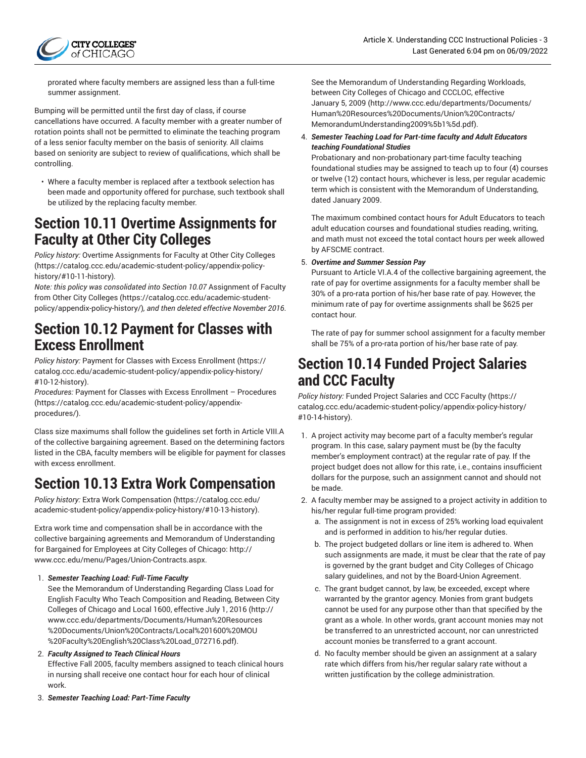prorated where faculty members are assigned less than a full-time summer assignment.

Bumping will be permitted until the first day of class, if course cancellations have occurred. A faculty member with a greater number of rotation points shall not be permitted to eliminate the teaching program of a less senior faculty member on the basis of seniority. All claims based on seniority are subject to review of qualifications, which shall be controlling.

- Where a faculty member is replaced after a textbook selection has been made and opportunity offered for purchase, such textbook shall be utilized by the replacing faculty member.

## Section 10.11 Overtime Assignments for Faculty at Other City Colleges

*Policy history:* Overtime Assignments for Faculty at Other City Colleges (https://catalog.ccc.edu/academic-student-policy/appendix-policy-history/#10-11-history).

*Note: this policy was consolidated into Section 10.07* Assignment of Faculty from Other City Colleges (https://catalog.ccc.edu/academic-student-policy/appendix-policy-history/)*, and then deleted effective November 2016*.

## Section 10.12 Payment for Classes with Excess Enrollment

*Policy history:* Payment for Classes with Excess Enrollment (https://catalog.ccc.edu/academic-student-policy/appendix-policy-history/#10-12-history).

*Procedures:* Payment for Classes with Excess Enrollment – Procedures (https://catalog.ccc.edu/academic-student-policy/appendix-procedures/).

Class size maximums shall follow the guidelines set forth in Article VIII.A of the collective bargaining agreement. Based on the determining factors listed in the CBA, faculty members will be eligible for payment for classes with excess enrollment.

## Section 10.13 Extra Work Compensation

*Policy history:* Extra Work Compensation (https://catalog.ccc.edu/academic-student-policy/appendix-policy-history/#10-13-history).

Extra work time and compensation shall be in accordance with the collective bargaining agreements and Memorandum of Understanding for Bargained for Employees at City Colleges of Chicago: http://www.ccc.edu/menu/Pages/Union-Contracts.aspx.

1. ***Semester Teaching Load: Full-Time Faculty***
   See the Memorandum of Understanding Regarding Class Load for English Faculty Who Teach Composition and Reading, Between City Colleges of Chicago and Local 1600, effective July 1, 2016 (http://www.ccc.edu/departments/Documents/Human%20Resources%20Documents/Union%20Contracts/Local%201600%20MOU%20Faculty%20English%20Class%20Load_072716.pdf).
2. ***Faculty Assigned to Teach Clinical Hours***
   Effective Fall 2005, faculty members assigned to teach clinical hours in nursing shall receive one contact hour for each hour of clinical work.
3. ***Semester Teaching Load: Part-Time Faculty***
   See the Memorandum of Understanding Regarding Workloads, between City Colleges of Chicago and CCCLOC, effective January 5, 2009 (http://www.ccc.edu/departments/Documents/Human%20Resources%20Documents/Union%20Contracts/MemorandumUnderstanding2009%5b1%5d.pdf).
4. ***Semester Teaching Load for Part-time faculty and Adult Educators teaching Foundational Studies***
   Probationary and non-probationary part-time faculty teaching foundational studies may be assigned to teach up to four (4) courses or twelve (12) contact hours, whichever is less, per regular academic term which is consistent with the Memorandum of Understanding, dated January 2009.

   The maximum combined contact hours for Adult Educators to teach adult education courses and foundational studies reading, writing, and math must not exceed the total contact hours per week allowed by AFSCME contract.
5. ***Overtime and Summer Session Pay***
   Pursuant to Article VI.A.4 of the collective bargaining agreement, the rate of pay for overtime assignments for a faculty member shall be 30% of a pro-rata portion of his/her base rate of pay. However, the minimum rate of pay for overtime assignments shall be $625 per contact hour.

   The rate of pay for summer school assignment for a faculty member shall be 75% of a pro-rata portion of his/her base rate of pay.

## Section 10.14 Funded Project Salaries and CCC Faculty

*Policy history:* Funded Project Salaries and CCC Faculty (https://catalog.ccc.edu/academic-student-policy/appendix-policy-history/#10-14-history).

1. A project activity may become part of a faculty member's regular program. In this case, salary payment must be (by the faculty member's employment contract) at the regular rate of pay. If the project budget does not allow for this rate, i.e., contains insufficient dollars for the purpose, such an assignment cannot and should not be made.
2. A faculty member may be assigned to a project activity in addition to his/her regular full-time program provided:
   a. The assignment is not in excess of 25% working load equivalent and is performed in addition to his/her regular duties.
   b. The project budgeted dollars or line item is adhered to. When such assignments are made, it must be clear that the rate of pay is governed by the grant budget and City Colleges of Chicago salary guidelines, and not by the Board-Union Agreement.
   c. The grant budget cannot, by law, be exceeded, except where warranted by the grantor agency. Monies from grant budgets cannot be used for any purpose other than that specified by the grant as a whole. In other words, grant account monies may not be transferred to an unrestricted account, nor can unrestricted account monies be transferred to a grant account.
   d. No faculty member should be given an assignment at a salary rate which differs from his/her regular salary rate without a written justification by the college administration.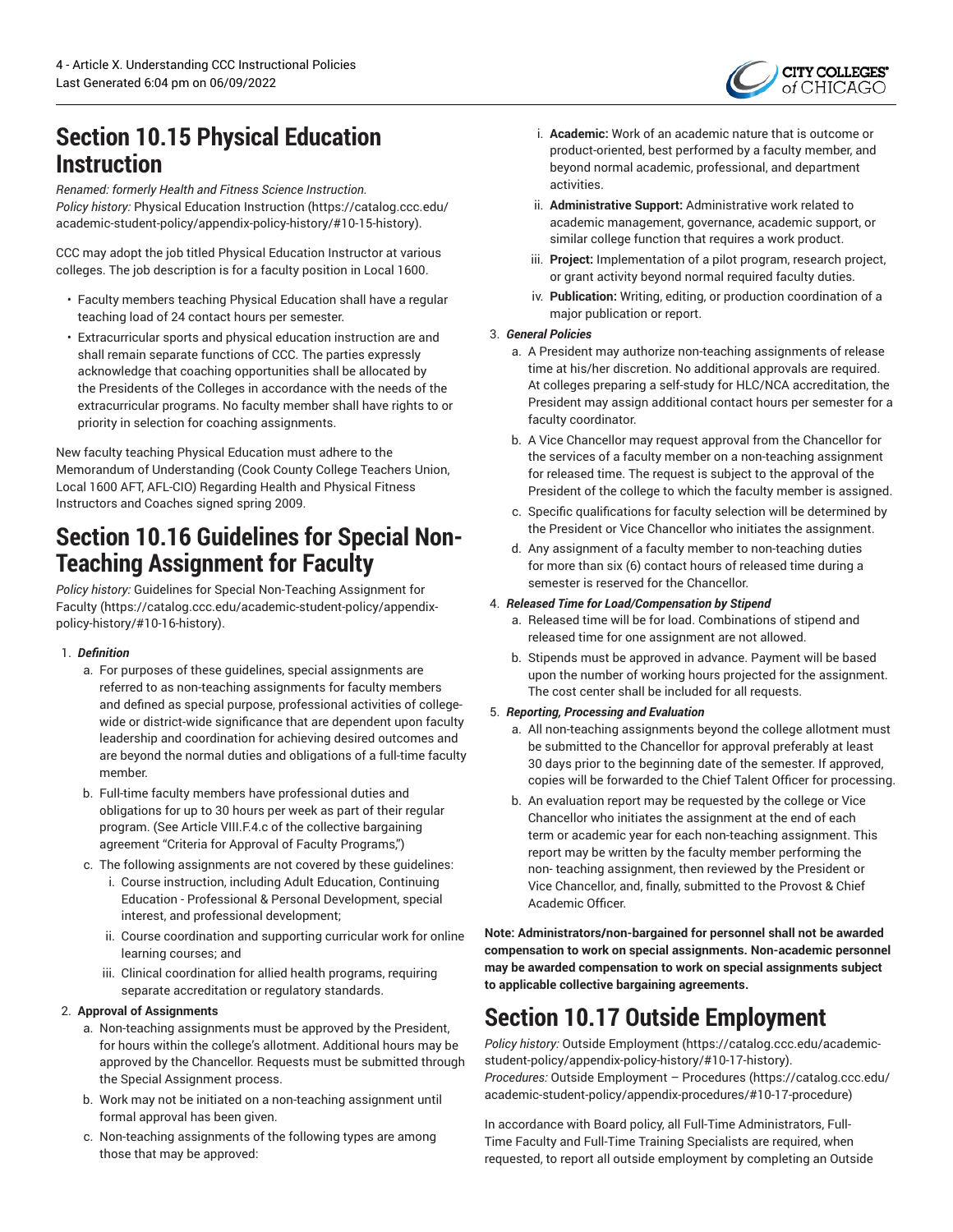## Section 10.15 Physical Education Instruction

*Renamed: formerly Health and Fitness Science Instruction.*
*Policy history:* Physical Education Instruction (https://catalog.ccc.edu/academic-student-policy/appendix-policy-history/#10-15-history).

CCC may adopt the job titled Physical Education Instructor at various colleges. The job description is for a faculty position in Local 1600.

- Faculty members teaching Physical Education shall have a regular teaching load of 24 contact hours per semester.
- Extracurricular sports and physical education instruction are and shall remain separate functions of CCC. The parties expressly acknowledge that coaching opportunities shall be allocated by the Presidents of the Colleges in accordance with the needs of the extracurricular programs. No faculty member shall have rights to or priority in selection for coaching assignments.

New faculty teaching Physical Education must adhere to the Memorandum of Understanding (Cook County College Teachers Union, Local 1600 AFT, AFL-CIO) Regarding Health and Physical Fitness Instructors and Coaches signed spring 2009.

## Section 10.16 Guidelines for Special Non-Teaching Assignment for Faculty

*Policy history:* Guidelines for Special Non-Teaching Assignment for Faculty (https://catalog.ccc.edu/academic-student-policy/appendix-policy-history/#10-16-history).

1. ***Definition***
   a. For purposes of these guidelines, special assignments are referred to as non-teaching assignments for faculty members and defined as special purpose, professional activities of college-wide or district-wide significance that are dependent upon faculty leadership and coordination for achieving desired outcomes and are beyond the normal duties and obligations of a full-time faculty member.
   b. Full-time faculty members have professional duties and obligations for up to 30 hours per week as part of their regular program. (See Article VIII.F.4.c of the collective bargaining agreement "Criteria for Approval of Faculty Programs,")
   c. The following assignments are not covered by these guidelines:
      i. Course instruction, including Adult Education, Continuing Education - Professional & Personal Development, special interest, and professional development;
      ii. Course coordination and supporting curricular work for online learning courses; and
      iii. Clinical coordination for allied health programs, requiring separate accreditation or regulatory standards.
2. **Approval of Assignments**
   a. Non-teaching assignments must be approved by the President, for hours within the college's allotment. Additional hours may be approved by the Chancellor. Requests must be submitted through the Special Assignment process.
   b. Work may not be initiated on a non-teaching assignment until formal approval has been given.
   c. Non-teaching assignments of the following types are among those that may be approved:
      i. **Academic:** Work of an academic nature that is outcome or product-oriented, best performed by a faculty member, and beyond normal academic, professional, and department activities.
      ii. **Administrative Support:** Administrative work related to academic management, governance, academic support, or similar college function that requires a work product.
      iii. **Project:** Implementation of a pilot program, research project, or grant activity beyond normal required faculty duties.
      iv. **Publication:** Writing, editing, or production coordination of a major publication or report.
3. ***General Policies***
   a. A President may authorize non-teaching assignments of release time at his/her discretion. No additional approvals are required. At colleges preparing a self-study for HLC/NCA accreditation, the President may assign additional contact hours per semester for a faculty coordinator.
   b. A Vice Chancellor may request approval from the Chancellor for the services of a faculty member on a non-teaching assignment for released time. The request is subject to the approval of the President of the college to which the faculty member is assigned.
   c. Specific qualifications for faculty selection will be determined by the President or Vice Chancellor who initiates the assignment.
   d. Any assignment of a faculty member to non-teaching duties for more than six (6) contact hours of released time during a semester is reserved for the Chancellor.
4. ***Released Time for Load/Compensation by Stipend***
   a. Released time will be for load. Combinations of stipend and released time for one assignment are not allowed.
   b. Stipends must be approved in advance. Payment will be based upon the number of working hours projected for the assignment. The cost center shall be included for all requests.
5. ***Reporting, Processing and Evaluation***
   a. All non-teaching assignments beyond the college allotment must be submitted to the Chancellor for approval preferably at least 30 days prior to the beginning date of the semester. If approved, copies will be forwarded to the Chief Talent Officer for processing.
   b. An evaluation report may be requested by the college or Vice Chancellor who initiates the assignment at the end of each term or academic year for each non-teaching assignment. This report may be written by the faculty member performing the non- teaching assignment, then reviewed by the President or Vice Chancellor, and, finally, submitted to the Provost & Chief Academic Officer.

**Note: Administrators/non-bargained for personnel shall not be awarded compensation to work on special assignments. Non-academic personnel may be awarded compensation to work on special assignments subject to applicable collective bargaining agreements.**

## Section 10.17 Outside Employment

*Policy history:* Outside Employment (https://catalog.ccc.edu/academic-student-policy/appendix-policy-history/#10-17-history).
*Procedures:* Outside Employment – Procedures (https://catalog.ccc.edu/academic-student-policy/appendix-procedures/#10-17-procedure)

In accordance with Board policy, all Full-Time Administrators, Full-Time Faculty and Full-Time Training Specialists are required, when requested, to report all outside employment by completing an Outside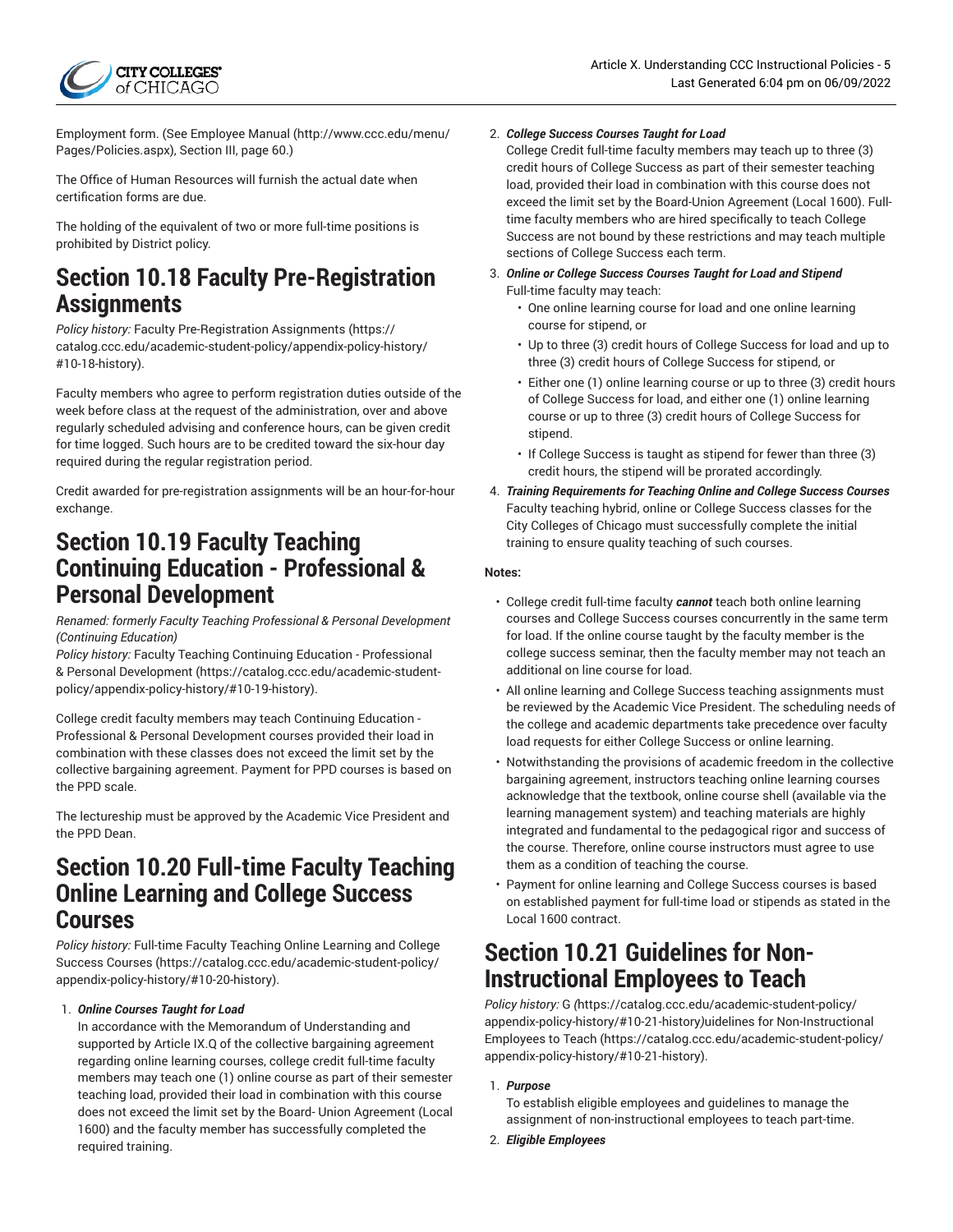Employment form. (See Employee Manual (http://www.ccc.edu/menu/Pages/Policies.aspx), Section III, page 60.)

The Office of Human Resources will furnish the actual date when certification forms are due.

The holding of the equivalent of two or more full-time positions is prohibited by District policy.

## Section 10.18 Faculty Pre-Registration Assignments

*Policy history:* Faculty Pre-Registration Assignments (https://catalog.ccc.edu/academic-student-policy/appendix-policy-history/#10-18-history).

Faculty members who agree to perform registration duties outside of the week before class at the request of the administration, over and above regularly scheduled advising and conference hours, can be given credit for time logged. Such hours are to be credited toward the six-hour day required during the regular registration period.

Credit awarded for pre-registration assignments will be an hour-for-hour exchange.

## Section 10.19 Faculty Teaching Continuing Education - Professional & Personal Development

*Renamed: formerly Faculty Teaching Professional & Personal Development (Continuing Education)*
*Policy history:* Faculty Teaching Continuing Education - Professional & Personal Development (https://catalog.ccc.edu/academic-student-policy/appendix-policy-history/#10-19-history).

College credit faculty members may teach Continuing Education - Professional & Personal Development courses provided their load in combination with these classes does not exceed the limit set by the collective bargaining agreement. Payment for PPD courses is based on the PPD scale.

The lectureship must be approved by the Academic Vice President and the PPD Dean.

## Section 10.20 Full-time Faculty Teaching Online Learning and College Success Courses

*Policy history:* Full-time Faculty Teaching Online Learning and College Success Courses (https://catalog.ccc.edu/academic-student-policy/appendix-policy-history/#10-20-history).

1. ***Online Courses Taught for Load***
   In accordance with the Memorandum of Understanding and supported by Article IX.Q of the collective bargaining agreement regarding online learning courses, college credit full-time faculty members may teach one (1) online course as part of their semester teaching load, provided their load in combination with this course does not exceed the limit set by the Board- Union Agreement (Local 1600) and the faculty member has successfully completed the required training.
2. ***College Success Courses Taught for Load***
   College Credit full-time faculty members may teach up to three (3) credit hours of College Success as part of their semester teaching load, provided their load in combination with this course does not exceed the limit set by the Board-Union Agreement (Local 1600). Full-time faculty members who are hired specifically to teach College Success are not bound by these restrictions and may teach multiple sections of College Success each term.
3. ***Online or College Success Courses Taught for Load and Stipend***
   Full-time faculty may teach:
   - One online learning course for load and one online learning course for stipend, or
   - Up to three (3) credit hours of College Success for load and up to three (3) credit hours of College Success for stipend, or
   - Either one (1) online learning course or up to three (3) credit hours of College Success for load, and either one (1) online learning course or up to three (3) credit hours of College Success for stipend.
   - If College Success is taught as stipend for fewer than three (3) credit hours, the stipend will be prorated accordingly.
4. ***Training Requirements for Teaching Online and College Success Courses***
   Faculty teaching hybrid, online or College Success classes for the City Colleges of Chicago must successfully complete the initial training to ensure quality teaching of such courses.

**Notes:**

- College credit full-time faculty ***cannot*** teach both online learning courses and College Success courses concurrently in the same term for load. If the online course taught by the faculty member is the college success seminar, then the faculty member may not teach an additional on line course for load.
- All online learning and College Success teaching assignments must be reviewed by the Academic Vice President. The scheduling needs of the college and academic departments take precedence over faculty load requests for either College Success or online learning.
- Notwithstanding the provisions of academic freedom in the collective bargaining agreement, instructors teaching online learning courses acknowledge that the textbook, online course shell (available via the learning management system) and teaching materials are highly integrated and fundamental to the pedagogical rigor and success of the course. Therefore, online course instructors must agree to use them as a condition of teaching the course.
- Payment for online learning and College Success courses is based on established payment for full-time load or stipends as stated in the Local 1600 contract.

## Section 10.21 Guidelines for Non-Instructional Employees to Teach

*Policy history:* G *(*https://catalog.ccc.edu/academic-student-policy/appendix-policy-history/#10-21-history)uidelines for Non-Instructional Employees to Teach (https://catalog.ccc.edu/academic-student-policy/appendix-policy-history/#10-21-history).

1. ***Purpose***
   To establish eligible employees and guidelines to manage the assignment of non-instructional employees to teach part-time.
2. ***Eligible Employees***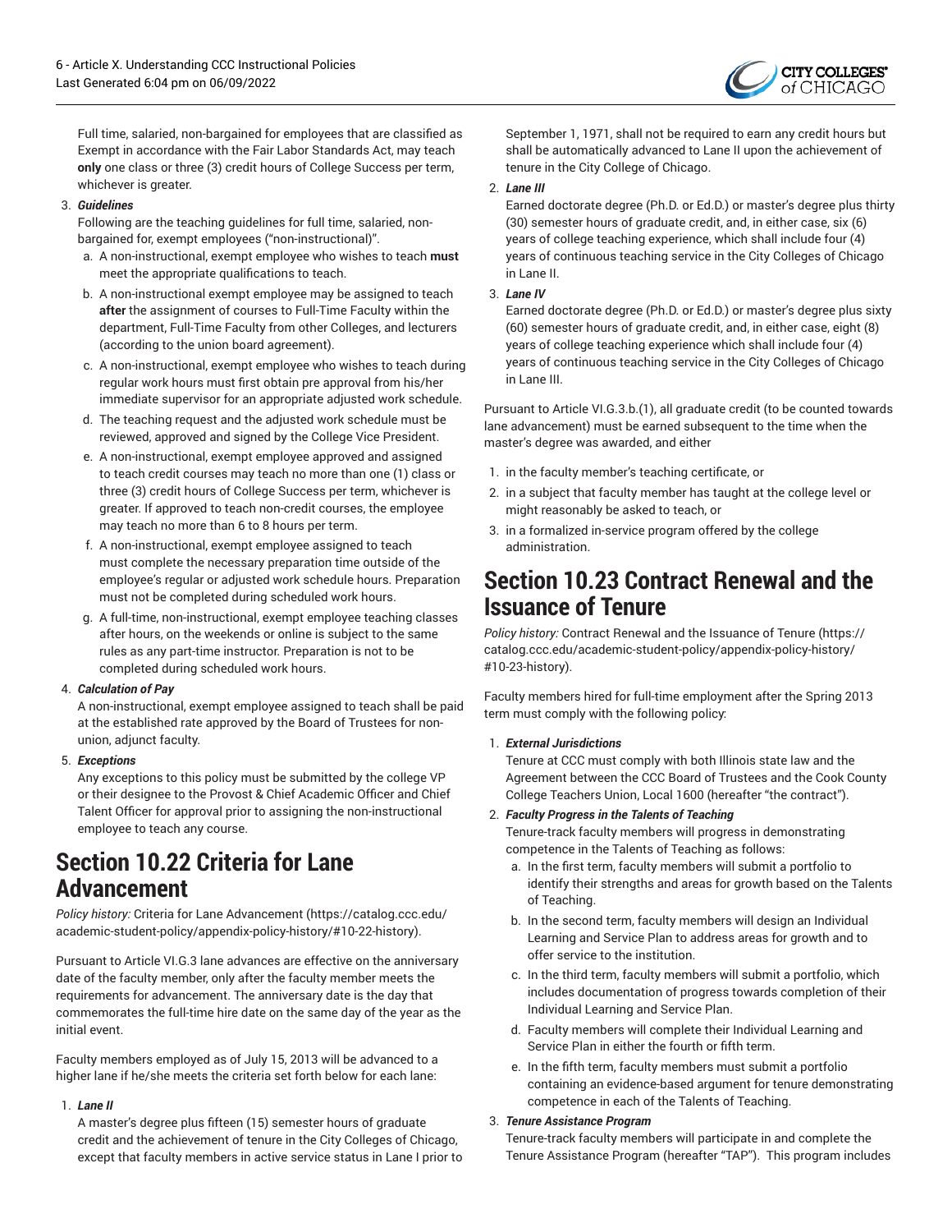Full time, salaried, non-bargained for employees that are classified as Exempt in accordance with the Fair Labor Standards Act, may teach **only** one class or three (3) credit hours of College Success per term, whichever is greater.

3. ***Guidelines***

   Following are the teaching guidelines for full time, salaried, non-bargained for, exempt employees ("non-instructional)".

   a. A non-instructional, exempt employee who wishes to teach **must** meet the appropriate qualifications to teach.
   b. A non-instructional exempt employee may be assigned to teach **after** the assignment of courses to Full-Time Faculty within the department, Full-Time Faculty from other Colleges, and lecturers (according to the union board agreement).
   c. A non-instructional, exempt employee who wishes to teach during regular work hours must first obtain pre approval from his/her immediate supervisor for an appropriate adjusted work schedule.
   d. The teaching request and the adjusted work schedule must be reviewed, approved and signed by the College Vice President.
   e. A non-instructional, exempt employee approved and assigned to teach credit courses may teach no more than one (1) class or three (3) credit hours of College Success per term, whichever is greater. If approved to teach non-credit courses, the employee may teach no more than 6 to 8 hours per term.
   f. A non-instructional, exempt employee assigned to teach must complete the necessary preparation time outside of the employee's regular or adjusted work schedule hours. Preparation must not be completed during scheduled work hours.
   g. A full-time, non-instructional, exempt employee teaching classes after hours, on the weekends or online is subject to the same rules as any part-time instructor. Preparation is not to be completed during scheduled work hours.

4. ***Calculation of Pay***

   A non-instructional, exempt employee assigned to teach shall be paid at the established rate approved by the Board of Trustees for non-union, adjunct faculty.

5. ***Exceptions***

   Any exceptions to this policy must be submitted by the college VP or their designee to the Provost & Chief Academic Officer and Chief Talent Officer for approval prior to assigning the non-instructional employee to teach any course.

# Section 10.22 Criteria for Lane Advancement

*Policy history:* Criteria for Lane Advancement (https://catalog.ccc.edu/academic-student-policy/appendix-policy-history/#10-22-history).

Pursuant to Article VI.G.3 lane advances are effective on the anniversary date of the faculty member, only after the faculty member meets the requirements for advancement. The anniversary date is the day that commemorates the full-time hire date on the same day of the year as the initial event.

Faculty members employed as of July 15, 2013 will be advanced to a higher lane if he/she meets the criteria set forth below for each lane:

1. ***Lane II***

   A master's degree plus fifteen (15) semester hours of graduate credit and the achievement of tenure in the City Colleges of Chicago, except that faculty members in active service status in Lane I prior to September 1, 1971, shall not be required to earn any credit hours but shall be automatically advanced to Lane II upon the achievement of tenure in the City College of Chicago.

2. ***Lane III***

   Earned doctorate degree (Ph.D. or Ed.D.) or master's degree plus thirty (30) semester hours of graduate credit, and, in either case, six (6) years of college teaching experience, which shall include four (4) years of continuous teaching service in the City Colleges of Chicago in Lane II.

3. ***Lane IV***

   Earned doctorate degree (Ph.D. or Ed.D.) or master's degree plus sixty (60) semester hours of graduate credit, and, in either case, eight (8) years of college teaching experience which shall include four (4) years of continuous teaching service in the City Colleges of Chicago in Lane III.

Pursuant to Article VI.G.3.b.(1), all graduate credit (to be counted towards lane advancement) must be earned subsequent to the time when the master's degree was awarded, and either

1. in the faculty member's teaching certificate, or
2. in a subject that faculty member has taught at the college level or might reasonably be asked to teach, or
3. in a formalized in-service program offered by the college administration.

# Section 10.23 Contract Renewal and the Issuance of Tenure

*Policy history:* Contract Renewal and the Issuance of Tenure (https://catalog.ccc.edu/academic-student-policy/appendix-policy-history/#10-23-history).

Faculty members hired for full-time employment after the Spring 2013 term must comply with the following policy:

1. ***External Jurisdictions***

   Tenure at CCC must comply with both Illinois state law and the Agreement between the CCC Board of Trustees and the Cook County College Teachers Union, Local 1600 (hereafter "the contract").

2. ***Faculty Progress in the Talents of Teaching***

   Tenure-track faculty members will progress in demonstrating competence in the Talents of Teaching as follows:

   a. In the first term, faculty members will submit a portfolio to identify their strengths and areas for growth based on the Talents of Teaching.
   b. In the second term, faculty members will design an Individual Learning and Service Plan to address areas for growth and to offer service to the institution.
   c. In the third term, faculty members will submit a portfolio, which includes documentation of progress towards completion of their Individual Learning and Service Plan.
   d. Faculty members will complete their Individual Learning and Service Plan in either the fourth or fifth term.
   e. In the fifth term, faculty members must submit a portfolio containing an evidence-based argument for tenure demonstrating competence in each of the Talents of Teaching.

3. ***Tenure Assistance Program***

   Tenure-track faculty members will participate in and complete the Tenure Assistance Program (hereafter "TAP"). This program includes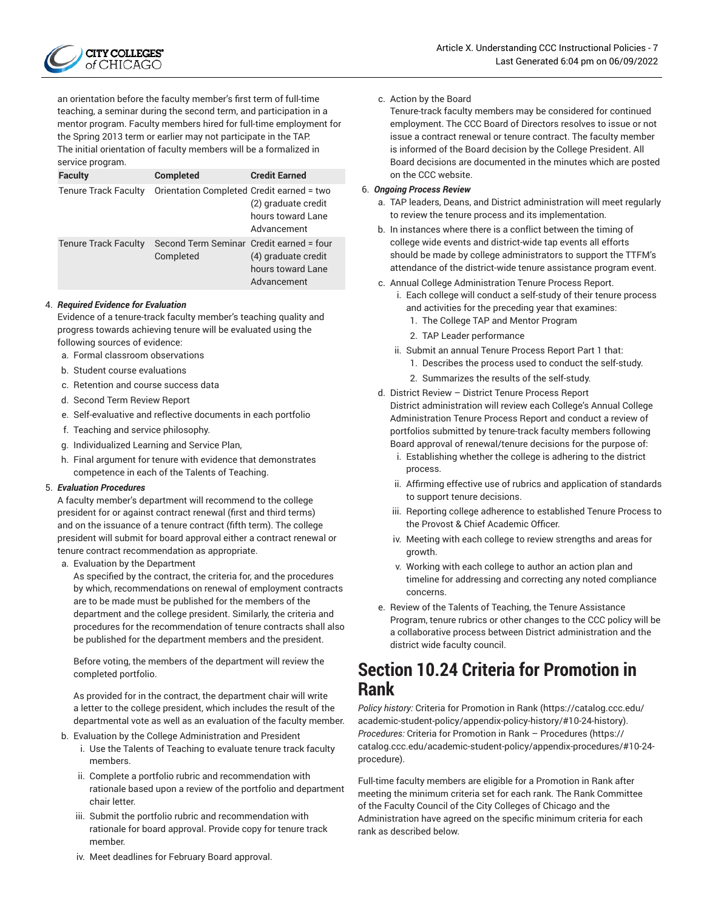an orientation before the faculty member's first term of full-time teaching, a seminar during the second term, and participation in a mentor program. Faculty members hired for full-time employment for the Spring 2013 term or earlier may not participate in the TAP. The initial orientation of faculty members will be a formalized in service program.

| Faculty | Completed | Credit Earned |
| --- | --- | --- |
| Tenure Track Faculty | Orientation Completed | Credit earned = two (2) graduate credit hours toward Lane Advancement |
| Tenure Track Faculty | Second Term Seminar Completed | Credit earned = four (4) graduate credit hours toward Lane Advancement |

4. ***Required Evidence for Evaluation***
   Evidence of a tenure-track faculty member's teaching quality and progress towards achieving tenure will be evaluated using the following sources of evidence:
   a. Formal classroom observations
   b. Student course evaluations
   c. Retention and course success data
   d. Second Term Review Report
   e. Self-evaluative and reflective documents in each portfolio
   f. Teaching and service philosophy.
   g. Individualized Learning and Service Plan,
   h. Final argument for tenure with evidence that demonstrates competence in each of the Talents of Teaching.
5. ***Evaluation Procedures***
   A faculty member's department will recommend to the college president for or against contract renewal (first and third terms) and on the issuance of a tenure contract (fifth term). The college president will submit for board approval either a contract renewal or tenure contract recommendation as appropriate.
   a. Evaluation by the Department
      As specified by the contract, the criteria for, and the procedures by which, recommendations on renewal of employment contracts are to be made must be published for the members of the department and the college president. Similarly, the criteria and procedures for the recommendation of tenure contracts shall also be published for the department members and the president.

      Before voting, the members of the department will review the completed portfolio.

      As provided for in the contract, the department chair will write a letter to the college president, which includes the result of the departmental vote as well as an evaluation of the faculty member.
   b. Evaluation by the College Administration and President
      i. Use the Talents of Teaching to evaluate tenure track faculty members.
      ii. Complete a portfolio rubric and recommendation with rationale based upon a review of the portfolio and department chair letter.
      iii. Submit the portfolio rubric and recommendation with rationale for board approval. Provide copy for tenure track member.
      iv. Meet deadlines for February Board approval.
   c. Action by the Board
      Tenure-track faculty members may be considered for continued employment. The CCC Board of Directors resolves to issue or not issue a contract renewal or tenure contract. The faculty member is informed of the Board decision by the College President. All Board decisions are documented in the minutes which are posted on the CCC website.
6. ***Ongoing Process Review***
   a. TAP leaders, Deans, and District administration will meet regularly to review the tenure process and its implementation.
   b. In instances where there is a conflict between the timing of college wide events and district-wide tap events all efforts should be made by college administrators to support the TTFM's attendance of the district-wide tenure assistance program event.
   c. Annual College Administration Tenure Process Report.
      i. Each college will conduct a self-study of their tenure process and activities for the preceding year that examines:
         1. The College TAP and Mentor Program
         2. TAP Leader performance
      ii. Submit an annual Tenure Process Report Part 1 that:
         1. Describes the process used to conduct the self-study.
         2. Summarizes the results of the self-study.
   d. District Review – District Tenure Process Report
      District administration will review each College's Annual College Administration Tenure Process Report and conduct a review of portfolios submitted by tenure-track faculty members following Board approval of renewal/tenure decisions for the purpose of:
      i. Establishing whether the college is adhering to the district process.
      ii. Affirming effective use of rubrics and application of standards to support tenure decisions.
      iii. Reporting college adherence to established Tenure Process to the Provost & Chief Academic Officer.
      iv. Meeting with each college to review strengths and areas for growth.
      v. Working with each college to author an action plan and timeline for addressing and correcting any noted compliance concerns.
   e. Review of the Talents of Teaching, the Tenure Assistance Program, tenure rubrics or other changes to the CCC policy will be a collaborative process between District administration and the district wide faculty council.

## Section 10.24 Criteria for Promotion in Rank

*Policy history:* Criteria for Promotion in Rank (https://catalog.ccc.edu/academic-student-policy/appendix-policy-history/#10-24-history).
*Procedures:* Criteria for Promotion in Rank – Procedures (https://catalog.ccc.edu/academic-student-policy/appendix-procedures/#10-24-procedure).

Full-time faculty members are eligible for a Promotion in Rank after meeting the minimum criteria set for each rank. The Rank Committee of the Faculty Council of the City Colleges of Chicago and the Administration have agreed on the specific minimum criteria for each rank as described below.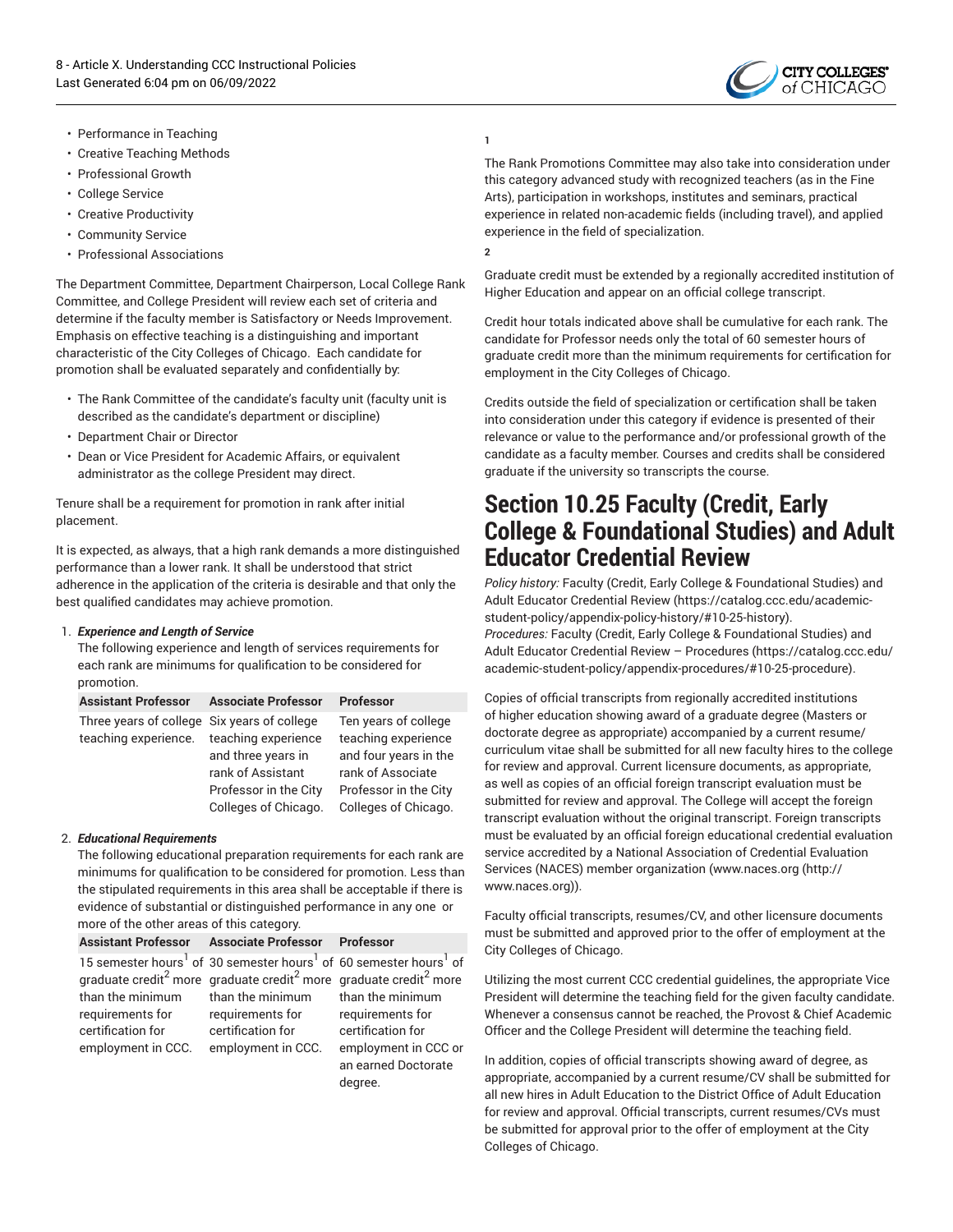- Performance in Teaching
- Creative Teaching Methods
- Professional Growth
- College Service
- Creative Productivity
- Community Service
- Professional Associations

The Department Committee, Department Chairperson, Local College Rank Committee, and College President will review each set of criteria and determine if the faculty member is Satisfactory or Needs Improvement. Emphasis on effective teaching is a distinguishing and important characteristic of the City Colleges of Chicago. Each candidate for promotion shall be evaluated separately and confidentially by:

- The Rank Committee of the candidate's faculty unit (faculty unit is described as the candidate's department or discipline)
- Department Chair or Director
- Dean or Vice President for Academic Affairs, or equivalent administrator as the college President may direct.

Tenure shall be a requirement for promotion in rank after initial placement.

It is expected, as always, that a high rank demands a more distinguished performance than a lower rank. It shall be understood that strict adherence in the application of the criteria is desirable and that only the best qualified candidates may achieve promotion.

1. ***Experience and Length of Service***
   The following experience and length of services requirements for each rank are minimums for qualification to be considered for promotion.

| Assistant Professor | Associate Professor | Professor |
|---|---|---|
| Three years of college teaching experience. | Six years of college teaching experience and three years in rank of Assistant Professor in the City Colleges of Chicago. | Ten years of college teaching experience and four years in the rank of Associate Professor in the City Colleges of Chicago. |

2. ***Educational Requirements***
   The following educational preparation requirements for each rank are minimums for qualification to be considered for promotion. Less than the stipulated requirements in this area shall be acceptable if there is evidence of substantial or distinguished performance in any one or more of the other areas of this category.

| Assistant Professor | Associate Professor | Professor |
|---|---|---|
| 15 semester hours[1] of graduate credit[2] more than the minimum requirements for certification for employment in CCC. | 30 semester hours[1] of graduate credit[2] more than the minimum requirements for certification for employment in CCC. | 60 semester hours[1] of graduate credit[2] more than the minimum requirements for certification for employment in CCC or an earned Doctorate degree. |

**1**

The Rank Promotions Committee may also take into consideration under this category advanced study with recognized teachers (as in the Fine Arts), participation in workshops, institutes and seminars, practical experience in related non-academic fields (including travel), and applied experience in the field of specialization.

**2**

Graduate credit must be extended by a regionally accredited institution of Higher Education and appear on an official college transcript.

Credit hour totals indicated above shall be cumulative for each rank. The candidate for Professor needs only the total of 60 semester hours of graduate credit more than the minimum requirements for certification for employment in the City Colleges of Chicago.

Credits outside the field of specialization or certification shall be taken into consideration under this category if evidence is presented of their relevance or value to the performance and/or professional growth of the candidate as a faculty member. Courses and credits shall be considered graduate if the university so transcripts the course.

## Section 10.25 Faculty (Credit, Early College & Foundational Studies) and Adult Educator Credential Review

*Policy history:* Faculty (Credit, Early College & Foundational Studies) and Adult Educator Credential Review (https://catalog.ccc.edu/academic-student-policy/appendix-policy-history/#10-25-history).
*Procedures:* Faculty (Credit, Early College & Foundational Studies) and Adult Educator Credential Review – Procedures (https://catalog.ccc.edu/academic-student-policy/appendix-procedures/#10-25-procedure).

Copies of official transcripts from regionally accredited institutions of higher education showing award of a graduate degree (Masters or doctorate degree as appropriate) accompanied by a current resume/curriculum vitae shall be submitted for all new faculty hires to the college for review and approval. Current licensure documents, as appropriate, as well as copies of an official foreign transcript evaluation must be submitted for review and approval. The College will accept the foreign transcript evaluation without the original transcript. Foreign transcripts must be evaluated by an official foreign educational credential evaluation service accredited by a National Association of Credential Evaluation Services (NACES) member organization (www.naces.org (http://www.naces.org)).

Faculty official transcripts, resumes/CV, and other licensure documents must be submitted and approved prior to the offer of employment at the City Colleges of Chicago.

Utilizing the most current CCC credential guidelines, the appropriate Vice President will determine the teaching field for the given faculty candidate. Whenever a consensus cannot be reached, the Provost & Chief Academic Officer and the College President will determine the teaching field.

In addition, copies of official transcripts showing award of degree, as appropriate, accompanied by a current resume/CV shall be submitted for all new hires in Adult Education to the District Office of Adult Education for review and approval. Official transcripts, current resumes/CVs must be submitted for approval prior to the offer of employment at the City Colleges of Chicago.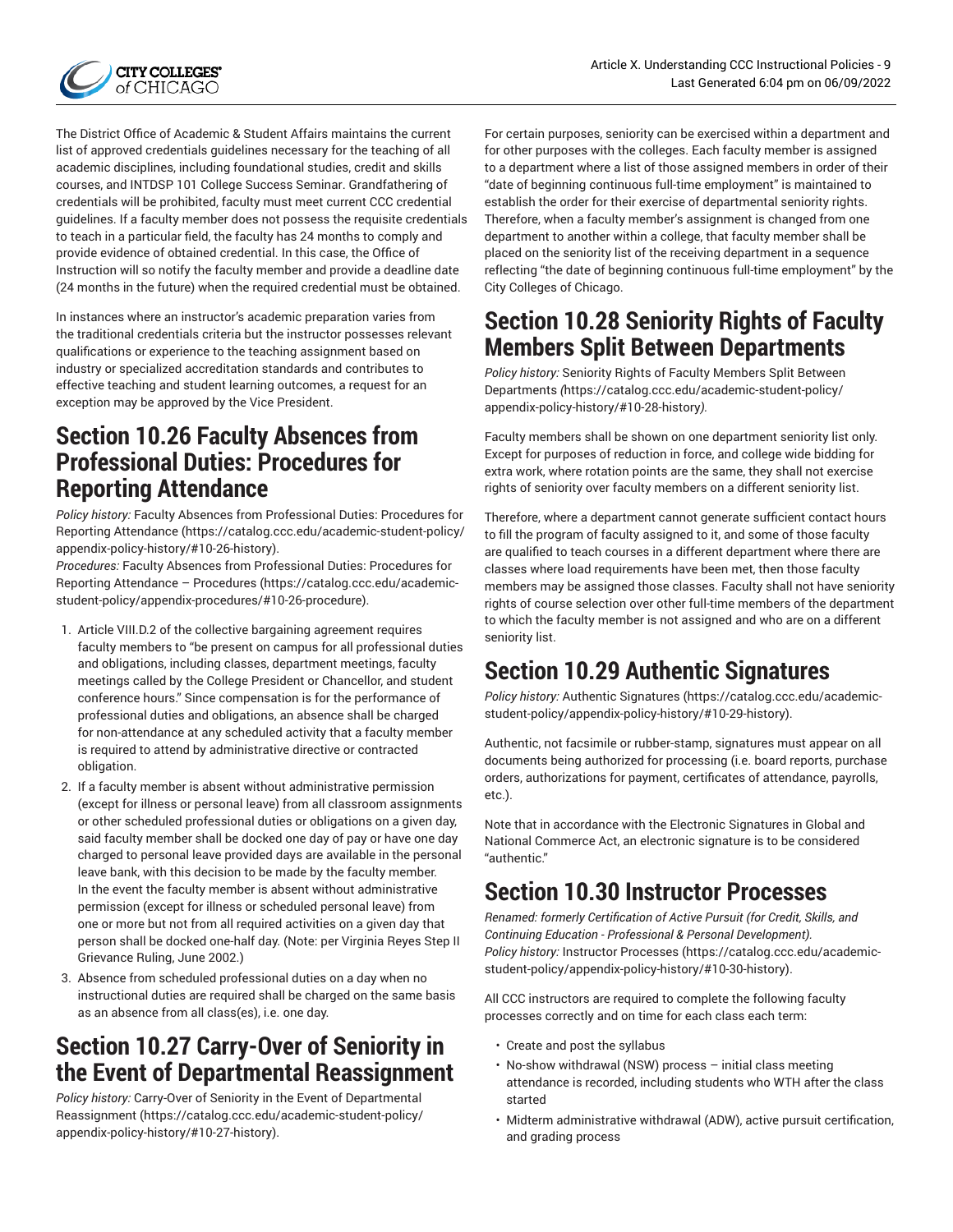The District Office of Academic & Student Affairs maintains the current list of approved credentials guidelines necessary for the teaching of all academic disciplines, including foundational studies, credit and skills courses, and INTDSP 101 College Success Seminar. Grandfathering of credentials will be prohibited, faculty must meet current CCC credential guidelines. If a faculty member does not possess the requisite credentials to teach in a particular field, the faculty has 24 months to comply and provide evidence of obtained credential. In this case, the Office of Instruction will so notify the faculty member and provide a deadline date (24 months in the future) when the required credential must be obtained.

In instances where an instructor's academic preparation varies from the traditional credentials criteria but the instructor possesses relevant qualifications or experience to the teaching assignment based on industry or specialized accreditation standards and contributes to effective teaching and student learning outcomes, a request for an exception may be approved by the Vice President.

## Section 10.26 Faculty Absences from Professional Duties: Procedures for Reporting Attendance

*Policy history:* Faculty Absences from Professional Duties: Procedures for Reporting Attendance (https://catalog.ccc.edu/academic-student-policy/appendix-policy-history/#10-26-history).
*Procedures:* Faculty Absences from Professional Duties: Procedures for Reporting Attendance – Procedures (https://catalog.ccc.edu/academic-student-policy/appendix-procedures/#10-26-procedure).

1. Article VIII.D.2 of the collective bargaining agreement requires faculty members to "be present on campus for all professional duties and obligations, including classes, department meetings, faculty meetings called by the College President or Chancellor, and student conference hours." Since compensation is for the performance of professional duties and obligations, an absence shall be charged for non-attendance at any scheduled activity that a faculty member is required to attend by administrative directive or contracted obligation.
2. If a faculty member is absent without administrative permission (except for illness or personal leave) from all classroom assignments or other scheduled professional duties or obligations on a given day, said faculty member shall be docked one day of pay or have one day charged to personal leave provided days are available in the personal leave bank, with this decision to be made by the faculty member. In the event the faculty member is absent without administrative permission (except for illness or scheduled personal leave) from one or more but not from all required activities on a given day that person shall be docked one-half day. (Note: per Virginia Reyes Step II Grievance Ruling, June 2002.)
3. Absence from scheduled professional duties on a day when no instructional duties are required shall be charged on the same basis as an absence from all class(es), i.e. one day.

## Section 10.27 Carry-Over of Seniority in the Event of Departmental Reassignment

*Policy history:* Carry-Over of Seniority in the Event of Departmental Reassignment (https://catalog.ccc.edu/academic-student-policy/appendix-policy-history/#10-27-history).

For certain purposes, seniority can be exercised within a department and for other purposes with the colleges. Each faculty member is assigned to a department where a list of those assigned members in order of their "date of beginning continuous full-time employment" is maintained to establish the order for their exercise of departmental seniority rights. Therefore, when a faculty member's assignment is changed from one department to another within a college, that faculty member shall be placed on the seniority list of the receiving department in a sequence reflecting "the date of beginning continuous full-time employment" by the City Colleges of Chicago.

## Section 10.28 Seniority Rights of Faculty Members Split Between Departments

*Policy history:* Seniority Rights of Faculty Members Split Between Departments *(*https://catalog.ccc.edu/academic-student-policy/appendix-policy-history/#10-28-history*)*.

Faculty members shall be shown on one department seniority list only. Except for purposes of reduction in force, and college wide bidding for extra work, where rotation points are the same, they shall not exercise rights of seniority over faculty members on a different seniority list.

Therefore, where a department cannot generate sufficient contact hours to fill the program of faculty assigned to it, and some of those faculty are qualified to teach courses in a different department where there are classes where load requirements have been met, then those faculty members may be assigned those classes. Faculty shall not have seniority rights of course selection over other full-time members of the department to which the faculty member is not assigned and who are on a different seniority list.

## Section 10.29 Authentic Signatures

*Policy history:* Authentic Signatures (https://catalog.ccc.edu/academic-student-policy/appendix-policy-history/#10-29-history).

Authentic, not facsimile or rubber-stamp, signatures must appear on all documents being authorized for processing (i.e. board reports, purchase orders, authorizations for payment, certificates of attendance, payrolls, etc.).

Note that in accordance with the Electronic Signatures in Global and National Commerce Act, an electronic signature is to be considered "authentic."

## Section 10.30 Instructor Processes

*Renamed: formerly Certification of Active Pursuit (for Credit, Skills, and Continuing Education - Professional & Personal Development).*
*Policy history:* Instructor Processes (https://catalog.ccc.edu/academic-student-policy/appendix-policy-history/#10-30-history).

All CCC instructors are required to complete the following faculty processes correctly and on time for each class each term:

- Create and post the syllabus
- No-show withdrawal (NSW) process – initial class meeting attendance is recorded, including students who WTH after the class started
- Midterm administrative withdrawal (ADW), active pursuit certification, and grading process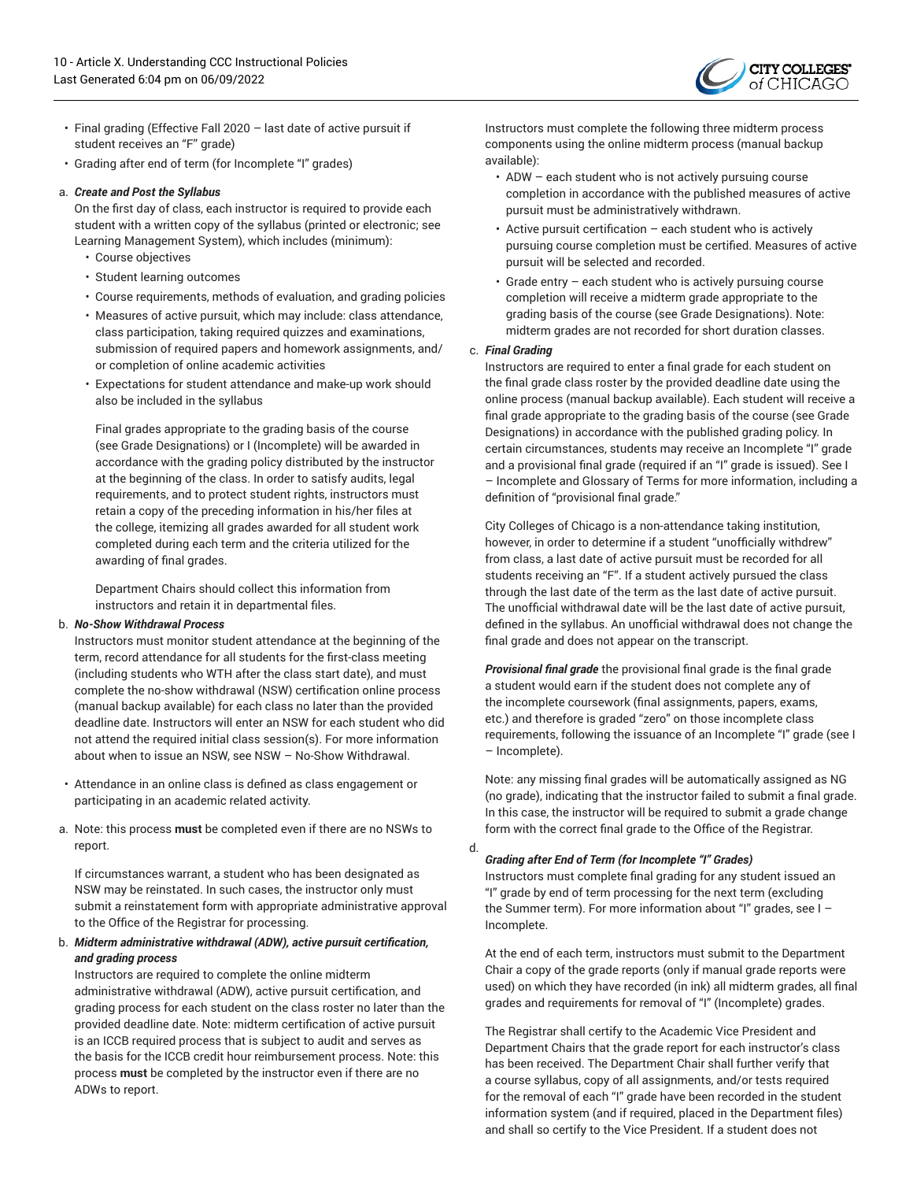- Final grading (Effective Fall 2020 – last date of active pursuit if student receives an "F" grade)
- Grading after end of term (for Incomplete "I" grades)

a. ***Create and Post the Syllabus***
   On the first day of class, each instructor is required to provide each student with a written copy of the syllabus (printed or electronic; see Learning Management System), which includes (minimum):
   - Course objectives
   - Student learning outcomes
   - Course requirements, methods of evaluation, and grading policies
   - Measures of active pursuit, which may include: class attendance, class participation, taking required quizzes and examinations, submission of required papers and homework assignments, and/or completion of online academic activities
   - Expectations for student attendance and make-up work should also be included in the syllabus

     Final grades appropriate to the grading basis of the course (see Grade Designations) or I (Incomplete) will be awarded in accordance with the grading policy distributed by the instructor at the beginning of the class. In order to satisfy audits, legal requirements, and to protect student rights, instructors must retain a copy of the preceding information in his/her files at the college, itemizing all grades awarded for all student work completed during each term and the criteria utilized for the awarding of final grades.

     Department Chairs should collect this information from instructors and retain it in departmental files.

b. ***No-Show Withdrawal Process***
   Instructors must monitor student attendance at the beginning of the term, record attendance for all students for the first-class meeting (including students who WTH after the class start date), and must complete the no-show withdrawal (NSW) certification online process (manual backup available) for each class no later than the provided deadline date. Instructors will enter an NSW for each student who did not attend the required initial class session(s). For more information about when to issue an NSW, see NSW – No-Show Withdrawal.

- Attendance in an online class is defined as class engagement or participating in an academic related activity.

a. Note: this process **must** be completed even if there are no NSWs to report.

   If circumstances warrant, a student who has been designated as NSW may be reinstated. In such cases, the instructor only must submit a reinstatement form with appropriate administrative approval to the Office of the Registrar for processing.

b. ***Midterm administrative withdrawal (ADW), active pursuit certification, and grading process***
   Instructors are required to complete the online midterm administrative withdrawal (ADW), active pursuit certification, and grading process for each student on the class roster no later than the provided deadline date. Note: midterm certification of active pursuit is an ICCB required process that is subject to audit and serves as the basis for the ICCB credit hour reimbursement process. Note: this process **must** be completed by the instructor even if there are no ADWs to report.

   Instructors must complete the following three midterm process components using the online midterm process (manual backup available):
   - ADW – each student who is not actively pursuing course completion in accordance with the published measures of active pursuit must be administratively withdrawn.
   - Active pursuit certification – each student who is actively pursuing course completion must be certified. Measures of active pursuit will be selected and recorded.
   - Grade entry – each student who is actively pursuing course completion will receive a midterm grade appropriate to the grading basis of the course (see Grade Designations). Note: midterm grades are not recorded for short duration classes.

c. ***Final Grading***
   Instructors are required to enter a final grade for each student on the final grade class roster by the provided deadline date using the online process (manual backup available). Each student will receive a final grade appropriate to the grading basis of the course (see Grade Designations) in accordance with the published grading policy. In certain circumstances, students may receive an Incomplete "I" grade and a provisional final grade (required if an "I" grade is issued). See I – Incomplete and Glossary of Terms for more information, including a definition of "provisional final grade."

   City Colleges of Chicago is a non-attendance taking institution, however, in order to determine if a student "unofficially withdrew" from class, a last date of active pursuit must be recorded for all students receiving an "F". If a student actively pursued the class through the last date of the term as the last date of active pursuit. The unofficial withdrawal date will be the last date of active pursuit, defined in the syllabus. An unofficial withdrawal does not change the final grade and does not appear on the transcript.

   ***Provisional final grade*** the provisional final grade is the final grade a student would earn if the student does not complete any of the incomplete coursework (final assignments, papers, exams, etc.) and therefore is graded "zero" on those incomplete class requirements, following the issuance of an Incomplete "I" grade (see I – Incomplete).

   Note: any missing final grades will be automatically assigned as NG (no grade), indicating that the instructor failed to submit a final grade. In this case, the instructor will be required to submit a grade change form with the correct final grade to the Office of the Registrar.

d. ***Grading after End of Term (for Incomplete "I" Grades)***
   Instructors must complete final grading for any student issued an "I" grade by end of term processing for the next term (excluding the Summer term). For more information about "I" grades, see I – Incomplete.

   At the end of each term, instructors must submit to the Department Chair a copy of the grade reports (only if manual grade reports were used) on which they have recorded (in ink) all midterm grades, all final grades and requirements for removal of "I" (Incomplete) grades.

   The Registrar shall certify to the Academic Vice President and Department Chairs that the grade report for each instructor's class has been received. The Department Chair shall further verify that a course syllabus, copy of all assignments, and/or tests required for the removal of each "I" grade have been recorded in the student information system (and if required, placed in the Department files) and shall so certify to the Vice President. If a student does not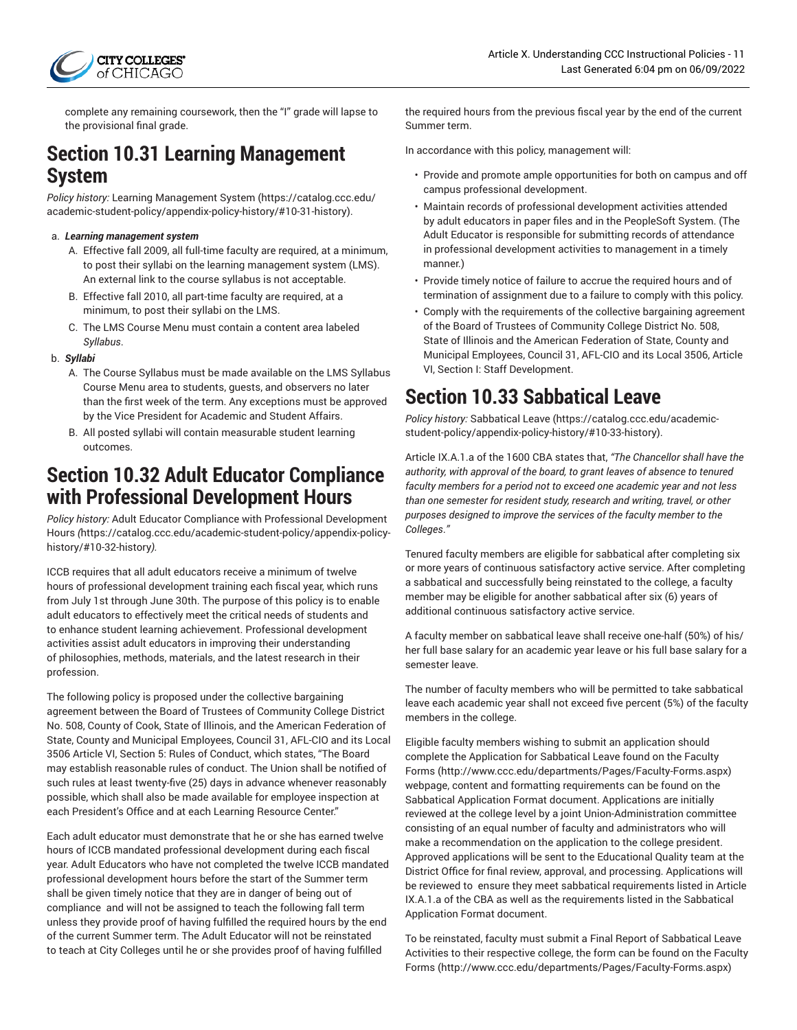complete any remaining coursework, then the "I" grade will lapse to the provisional final grade.

## Section 10.31 Learning Management System

*Policy history:* Learning Management System (https://catalog.ccc.edu/academic-student-policy/appendix-policy-history/#10-31-history).

a. ***Learning management system***
   A. Effective fall 2009, all full-time faculty are required, at a minimum, to post their syllabi on the learning management system (LMS). An external link to the course syllabus is not acceptable.
   B. Effective fall 2010, all part-time faculty are required, at a minimum, to post their syllabi on the LMS.
   C. The LMS Course Menu must contain a content area labeled *Syllabus*.

b. ***Syllabi***
   A. The Course Syllabus must be made available on the LMS Syllabus Course Menu area to students, guests, and observers no later than the first week of the term. Any exceptions must be approved by the Vice President for Academic and Student Affairs.
   B. All posted syllabi will contain measurable student learning outcomes.

## Section 10.32 Adult Educator Compliance with Professional Development Hours

*Policy history:* Adult Educator Compliance with Professional Development Hours *(*https://catalog.ccc.edu/academic-student-policy/appendix-policy-history/#10-32-history*).*

ICCB requires that all adult educators receive a minimum of twelve hours of professional development training each fiscal year, which runs from July 1st through June 30th. The purpose of this policy is to enable adult educators to effectively meet the critical needs of students and to enhance student learning achievement. Professional development activities assist adult educators in improving their understanding of philosophies, methods, materials, and the latest research in their profession.

The following policy is proposed under the collective bargaining agreement between the Board of Trustees of Community College District No. 508, County of Cook, State of Illinois, and the American Federation of State, County and Municipal Employees, Council 31, AFL-CIO and its Local 3506 Article VI, Section 5: Rules of Conduct, which states, "The Board may establish reasonable rules of conduct. The Union shall be notified of such rules at least twenty-five (25) days in advance whenever reasonably possible, which shall also be made available for employee inspection at each President's Office and at each Learning Resource Center."

Each adult educator must demonstrate that he or she has earned twelve hours of ICCB mandated professional development during each fiscal year. Adult Educators who have not completed the twelve ICCB mandated professional development hours before the start of the Summer term shall be given timely notice that they are in danger of being out of compliance and will not be assigned to teach the following fall term unless they provide proof of having fulfilled the required hours by the end of the current Summer term. The Adult Educator will not be reinstated to teach at City Colleges until he or she provides proof of having fulfilled the required hours from the previous fiscal year by the end of the current Summer term.

In accordance with this policy, management will:

- Provide and promote ample opportunities for both on campus and off campus professional development.
- Maintain records of professional development activities attended by adult educators in paper files and in the PeopleSoft System. (The Adult Educator is responsible for submitting records of attendance in professional development activities to management in a timely manner.)
- Provide timely notice of failure to accrue the required hours and of termination of assignment due to a failure to comply with this policy.
- Comply with the requirements of the collective bargaining agreement of the Board of Trustees of Community College District No. 508, State of Illinois and the American Federation of State, County and Municipal Employees, Council 31, AFL-CIO and its Local 3506, Article VI, Section I: Staff Development.

## Section 10.33 Sabbatical Leave

*Policy history:* Sabbatical Leave (https://catalog.ccc.edu/academic-student-policy/appendix-policy-history/#10-33-history).

Article IX.A.1.a of the 1600 CBA states that, *"The Chancellor shall have the authority, with approval of the board, to grant leaves of absence to tenured faculty members for a period not to exceed one academic year and not less than one semester for resident study, research and writing, travel, or other purposes designed to improve the services of the faculty member to the Colleges."*

Tenured faculty members are eligible for sabbatical after completing six or more years of continuous satisfactory active service. After completing a sabbatical and successfully being reinstated to the college, a faculty member may be eligible for another sabbatical after six (6) years of additional continuous satisfactory active service.

A faculty member on sabbatical leave shall receive one-half (50%) of his/her full base salary for an academic year leave or his full base salary for a semester leave.

The number of faculty members who will be permitted to take sabbatical leave each academic year shall not exceed five percent (5%) of the faculty members in the college.

Eligible faculty members wishing to submit an application should complete the Application for Sabbatical Leave found on the Faculty Forms (http://www.ccc.edu/departments/Pages/Faculty-Forms.aspx) webpage, content and formatting requirements can be found on the Sabbatical Application Format document. Applications are initially reviewed at the college level by a joint Union-Administration committee consisting of an equal number of faculty and administrators who will make a recommendation on the application to the college president. Approved applications will be sent to the Educational Quality team at the District Office for final review, approval, and processing. Applications will be reviewed to ensure they meet sabbatical requirements listed in Article IX.A.1.a of the CBA as well as the requirements listed in the Sabbatical Application Format document.

To be reinstated, faculty must submit a Final Report of Sabbatical Leave Activities to their respective college, the form can be found on the Faculty Forms (http://www.ccc.edu/departments/Pages/Faculty-Forms.aspx)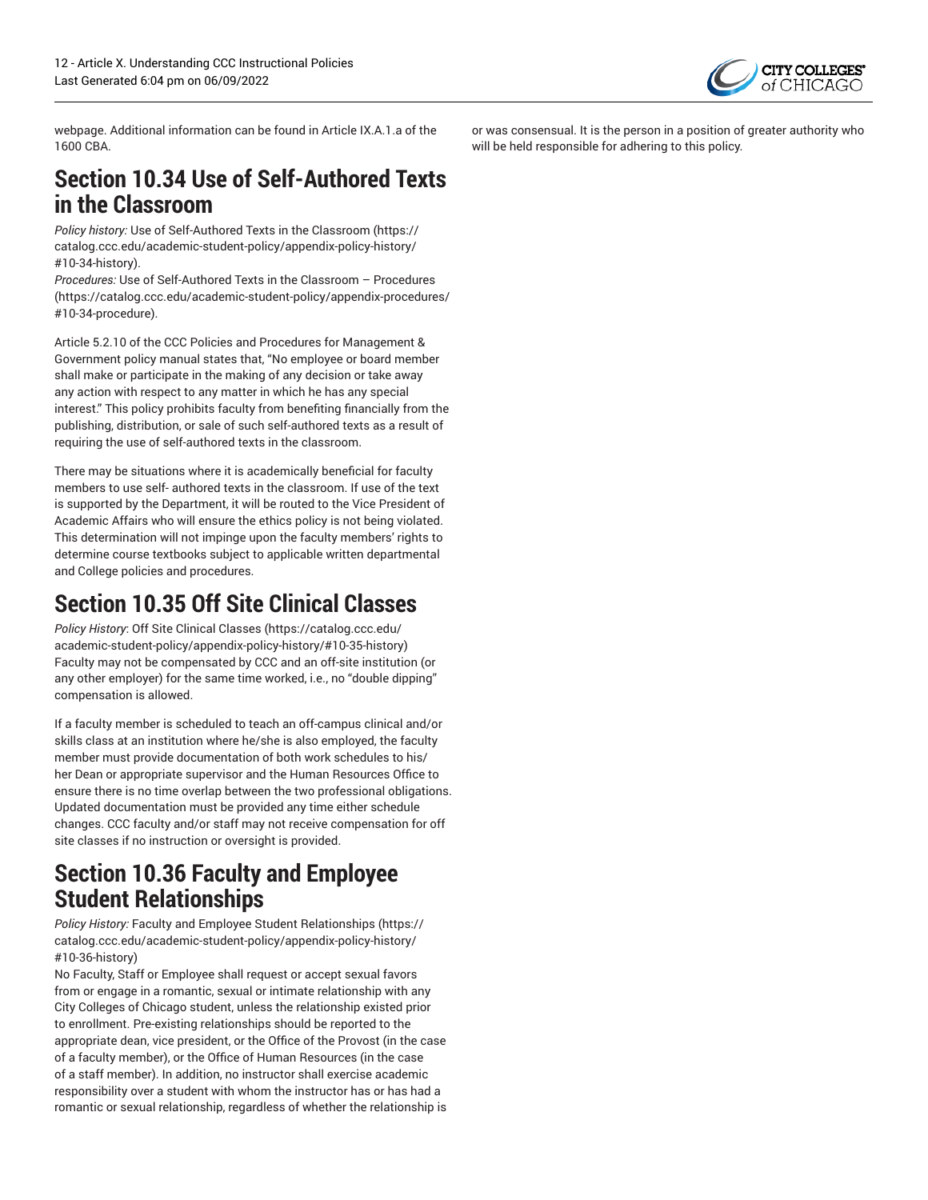webpage. Additional information can be found in Article IX.A.1.a of the 1600 CBA.

## Section 10.34 Use of Self-Authored Texts in the Classroom

*Policy history:* Use of Self-Authored Texts in the Classroom (https://catalog.ccc.edu/academic-student-policy/appendix-policy-history/#10-34-history).
*Procedures:* Use of Self-Authored Texts in the Classroom – Procedures (https://catalog.ccc.edu/academic-student-policy/appendix-procedures/#10-34-procedure).

Article 5.2.10 of the CCC Policies and Procedures for Management & Government policy manual states that, "No employee or board member shall make or participate in the making of any decision or take away any action with respect to any matter in which he has any special interest." This policy prohibits faculty from benefiting financially from the publishing, distribution, or sale of such self-authored texts as a result of requiring the use of self-authored texts in the classroom.

There may be situations where it is academically beneficial for faculty members to use self- authored texts in the classroom. If use of the text is supported by the Department, it will be routed to the Vice President of Academic Affairs who will ensure the ethics policy is not being violated. This determination will not impinge upon the faculty members' rights to determine course textbooks subject to applicable written departmental and College policies and procedures.

## Section 10.35 Off Site Clinical Classes

*Policy History*: Off Site Clinical Classes (https://catalog.ccc.edu/academic-student-policy/appendix-policy-history/#10-35-history)
Faculty may not be compensated by CCC and an off-site institution (or any other employer) for the same time worked, i.e., no "double dipping" compensation is allowed.

If a faculty member is scheduled to teach an off-campus clinical and/or skills class at an institution where he/she is also employed, the faculty member must provide documentation of both work schedules to his/her Dean or appropriate supervisor and the Human Resources Office to ensure there is no time overlap between the two professional obligations. Updated documentation must be provided any time either schedule changes. CCC faculty and/or staff may not receive compensation for off site classes if no instruction or oversight is provided.

## Section 10.36 Faculty and Employee Student Relationships

*Policy History:* Faculty and Employee Student Relationships (https://catalog.ccc.edu/academic-student-policy/appendix-policy-history/#10-36-history)
No Faculty, Staff or Employee shall request or accept sexual favors from or engage in a romantic, sexual or intimate relationship with any City Colleges of Chicago student, unless the relationship existed prior to enrollment. Pre-existing relationships should be reported to the appropriate dean, vice president, or the Office of the Provost (in the case of a faculty member), or the Office of Human Resources (in the case of a staff member). In addition, no instructor shall exercise academic responsibility over a student with whom the instructor has or has had a romantic or sexual relationship, regardless of whether the relationship is or was consensual. It is the person in a position of greater authority who will be held responsible for adhering to this policy.